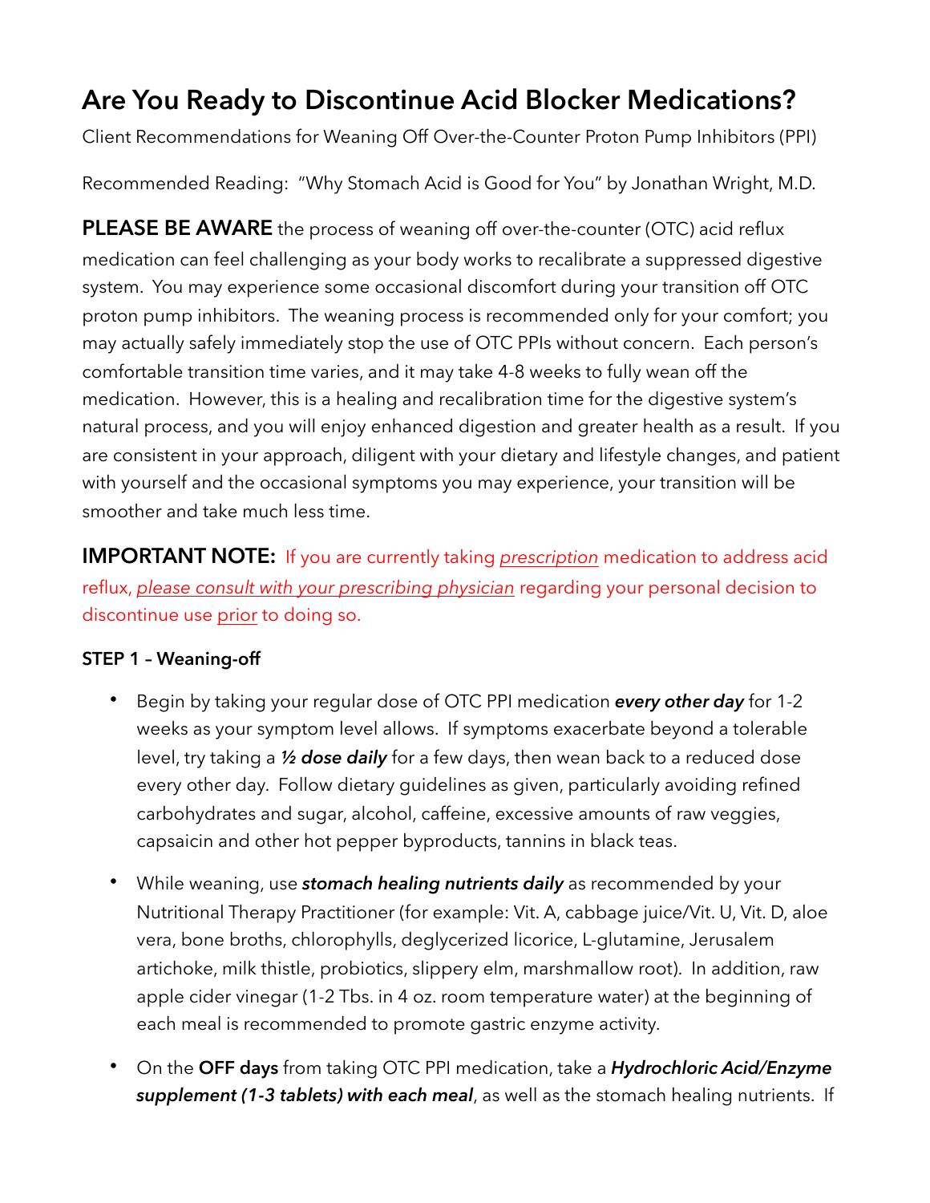# Are You Ready to Discontinue Acid Blocker Medications?

Client Recommendations for Weaning Off Over-the-Counter Proton Pump Inhibitors (PPI)

Recommended Reading: "Why Stomach Acid is Good for You" by Jonathan Wright, M.D.

**PLEASE BE AWARE** the process of weaning off over-the-counter (OTC) acid reflux medication can feel challenging as your body works to recalibrate a suppressed digestive system. You may experience some occasional discomfort during your transition off OTC proton pump inhibitors. The weaning process is recommended only for your comfort; you may actually safely immediately stop the use of OTC PPIs without concern. Each person's comfortable transition time varies, and it may take 4-8 weeks to fully wean off the medication. However, this is a healing and recalibration time for the digestive system's natural process, and you will enjoy enhanced digestion and greater health as a result. If you are consistent in your approach, diligent with your dietary and lifestyle changes, and patient with yourself and the occasional symptoms you may experience, your transition will be smoother and take much less time.

**IMPORTANT NOTE:** If you are currently taking *prescription* medication to address acid reflux, *please consult with your prescribing physician* regarding your personal decision to discontinue use prior to doing so.

**STEP 1 – Weaning-off**

- Begin by taking your regular dose of OTC PPI medication ***every other day*** for 1-2 weeks as your symptom level allows. If symptoms exacerbate beyond a tolerable level, try taking a ***½ dose daily*** for a few days, then wean back to a reduced dose every other day. Follow dietary guidelines as given, particularly avoiding refined carbohydrates and sugar, alcohol, caffeine, excessive amounts of raw veggies, capsaicin and other hot pepper byproducts, tannins in black teas.
- While weaning, use ***stomach healing nutrients daily*** as recommended by your Nutritional Therapy Practitioner (for example: Vit. A, cabbage juice/Vit. U, Vit. D, aloe vera, bone broths, chlorophylls, deglycerized licorice, L-glutamine, Jerusalem artichoke, milk thistle, probiotics, slippery elm, marshmallow root). In addition, raw apple cider vinegar (1-2 Tbs. in 4 oz. room temperature water) at the beginning of each meal is recommended to promote gastric enzyme activity.
- On the **OFF days** from taking OTC PPI medication, take a ***Hydrochloric Acid/Enzyme supplement (1-3 tablets) with each meal***, as well as the stomach healing nutrients. If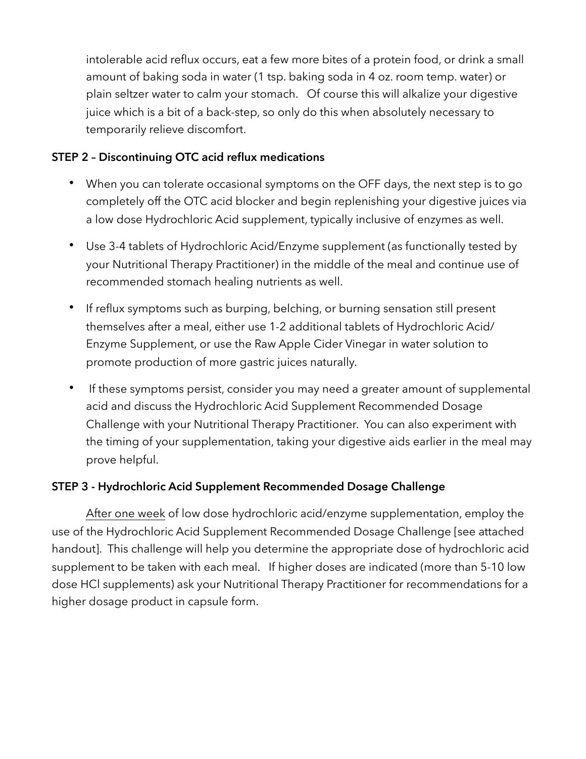intolerable acid reflux occurs, eat a few more bites of a protein food, or drink a small amount of baking soda in water (1 tsp. baking soda in 4 oz. room temp. water) or plain seltzer water to calm your stomach. Of course this will alkalize your digestive juice which is a bit of a back-step, so only do this when absolutely necessary to temporarily relieve discomfort.

**STEP 2 – Discontinuing OTC acid reflux medications**

- When you can tolerate occasional symptoms on the OFF days, the next step is to go completely off the OTC acid blocker and begin replenishing your digestive juices via a low dose Hydrochloric Acid supplement, typically inclusive of enzymes as well.
- Use 3-4 tablets of Hydrochloric Acid/Enzyme supplement (as functionally tested by your Nutritional Therapy Practitioner) in the middle of the meal and continue use of recommended stomach healing nutrients as well.
- If reflux symptoms such as burping, belching, or burning sensation still present themselves after a meal, either use 1-2 additional tablets of Hydrochloric Acid/ Enzyme Supplement, or use the Raw Apple Cider Vinegar in water solution to promote production of more gastric juices naturally.
- If these symptoms persist, consider you may need a greater amount of supplemental acid and discuss the Hydrochloric Acid Supplement Recommended Dosage Challenge with your Nutritional Therapy Practitioner. You can also experiment with the timing of your supplementation, taking your digestive aids earlier in the meal may prove helpful.

**STEP 3 - Hydrochloric Acid Supplement Recommended Dosage Challenge**

After one week of low dose hydrochloric acid/enzyme supplementation, employ the use of the Hydrochloric Acid Supplement Recommended Dosage Challenge [see attached handout]. This challenge will help you determine the appropriate dose of hydrochloric acid supplement to be taken with each meal. If higher doses are indicated (more than 5-10 low dose HCl supplements) ask your Nutritional Therapy Practitioner for recommendations for a higher dosage product in capsule form.